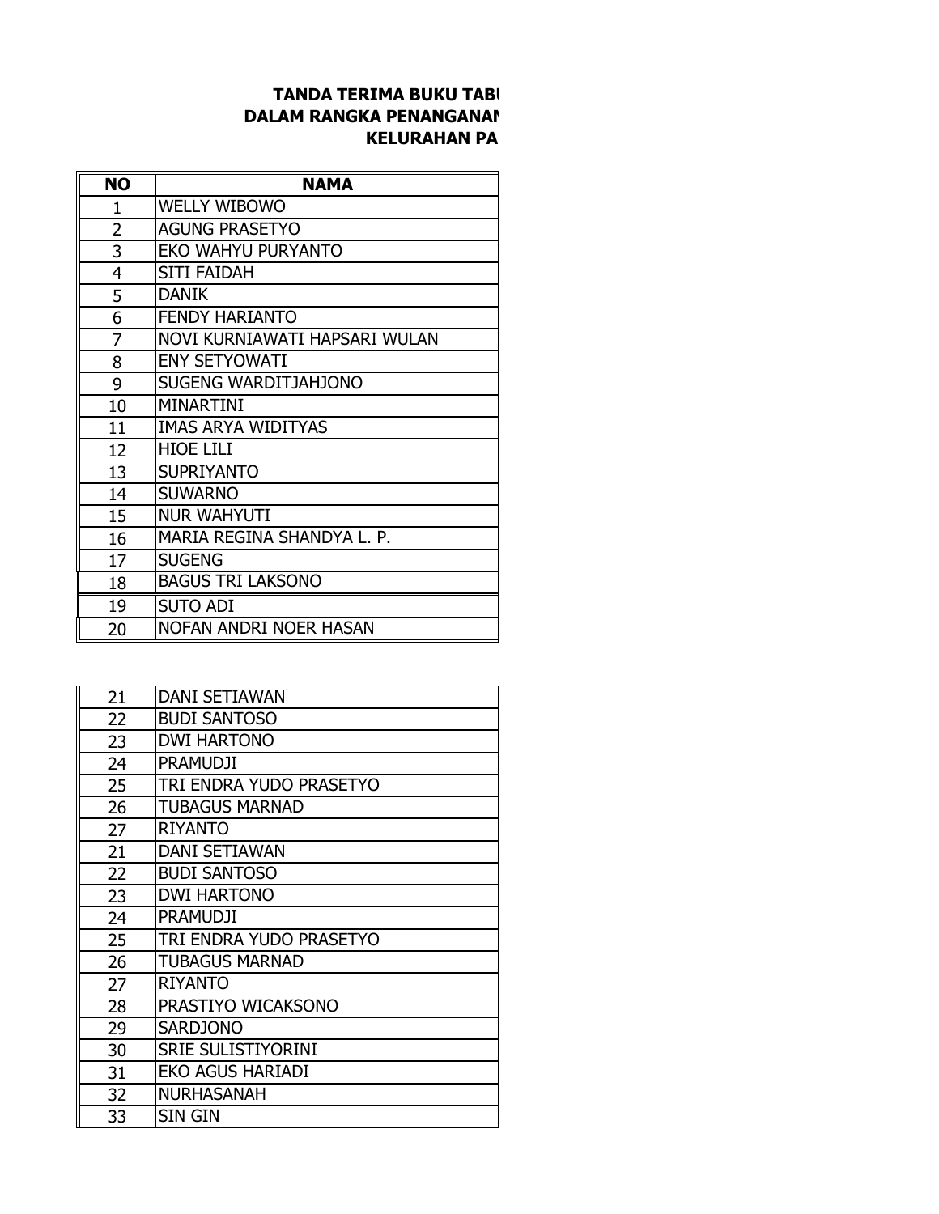**TANDA TERIMA BUKU TAB**

**DALAM RANGKA PENANGANAN**

**KELURAHAN PA**

| NO | NAMA |
|---|---|
| 1 | WELLY WIBOWO |
| 2 | AGUNG PRASETYO |
| 3 | EKO WAHYU PURYANTO |
| 4 | SITI FAIDAH |
| 5 | DANIK |
| 6 | FENDY HARIANTO |
| 7 | NOVI KURNIAWATI HAPSARI WULAN |
| 8 | ENY SETYOWATI |
| 9 | SUGENG WARDITJAHJONO |
| 10 | MINARTINI |
| 11 | IMAS ARYA WIDITYAS |
| 12 | HIOE LILI |
| 13 | SUPRIYANTO |
| 14 | SUWARNO |
| 15 | NUR WAHYUTI |
| 16 | MARIA REGINA SHANDYA L. P. |
| 17 | SUGENG |
| 18 | BAGUS TRI LAKSONO |
| 19 | SUTO ADI |
| 20 | NOFAN ANDRI NOER HASAN |

| NO | NAMA |
|---|---|
| 21 | DANI SETIAWAN |
| 22 | BUDI SANTOSO |
| 23 | DWI HARTONO |
| 24 | PRAMUDJI |
| 25 | TRI ENDRA YUDO PRASETYO |
| 26 | TUBAGUS MARNAD |
| 27 | RIYANTO |
| 21 | DANI SETIAWAN |
| 22 | BUDI SANTOSO |
| 23 | DWI HARTONO |
| 24 | PRAMUDJI |
| 25 | TRI ENDRA YUDO PRASETYO |
| 26 | TUBAGUS MARNAD |
| 27 | RIYANTO |
| 28 | PRASTIYO WICAKSONO |
| 29 | SARDJONO |
| 30 | SRIE SULISTIYORINI |
| 31 | EKO AGUS HARIADI |
| 32 | NURHASANAH |
| 33 | SIN GIN |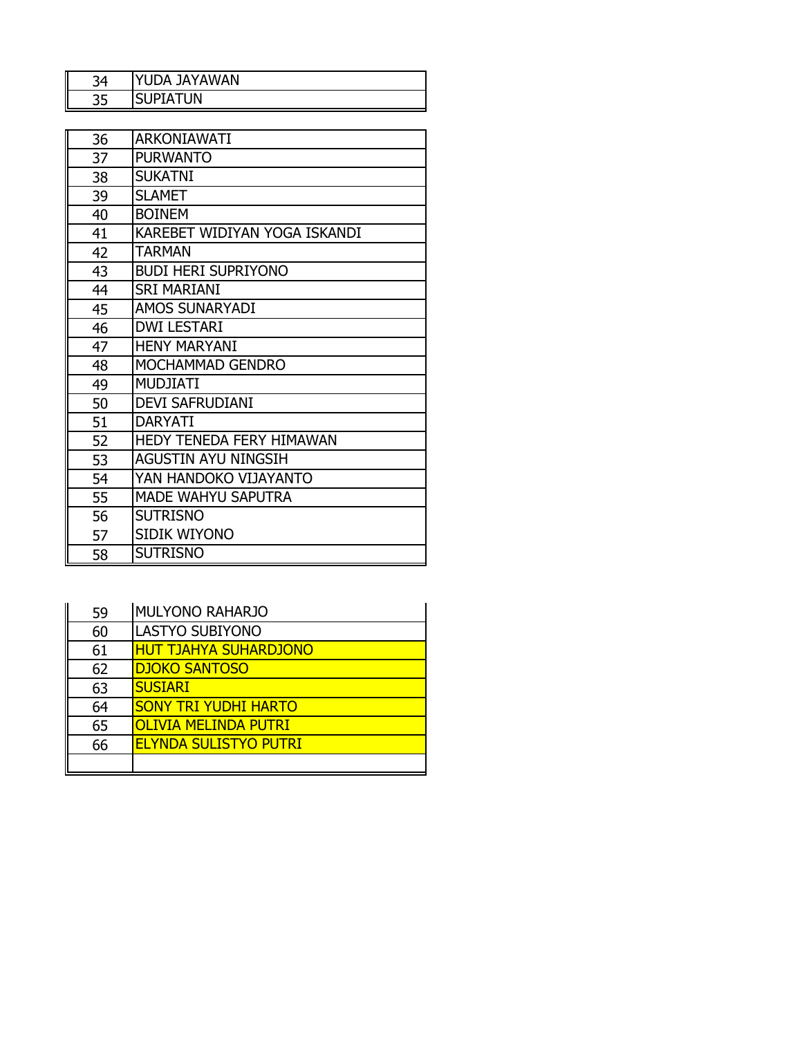| | |
|---|---|
| 34 | YUDA JAYAWAN |
| 35 | SUPIATUN |

| | |
|---|---|
| 36 | ARKONIAWATI |
| 37 | PURWANTO |
| 38 | SUKATNI |
| 39 | SLAMET |
| 40 | BOINEM |
| 41 | KAREBET WIDIYAN YOGA ISKANDI |
| 42 | TARMAN |
| 43 | BUDI HERI SUPRIYONO |
| 44 | SRI MARIANI |
| 45 | AMOS SUNARYADI |
| 46 | DWI LESTARI |
| 47 | HENY MARYANI |
| 48 | MOCHAMMAD GENDRO |
| 49 | MUDJIATI |
| 50 | DEVI SAFRUDIANI |
| 51 | DARYATI |
| 52 | HEDY TENEDA FERY HIMAWAN |
| 53 | AGUSTIN AYU NINGSIH |
| 54 | YAN HANDOKO VIJAYANTO |
| 55 | MADE WAHYU SAPUTRA |
| 56 | SUTRISNO |
| 57 | SIDIK WIYONO |
| 58 | SUTRISNO |

| | |
|---|---|
| 59 | MULYONO RAHARJO |
| 60 | LASTYO SUBIYONO |
| 61 | HUT TJAHYA SUHARDJONO |
| 62 | DJOKO SANTOSO |
| 63 | SUSIARI |
| 64 | SONY TRI YUDHI HARTO |
| 65 | OLIVIA MELINDA PUTRI |
| 66 | ELYNDA SULISTYO PUTRI |
| | |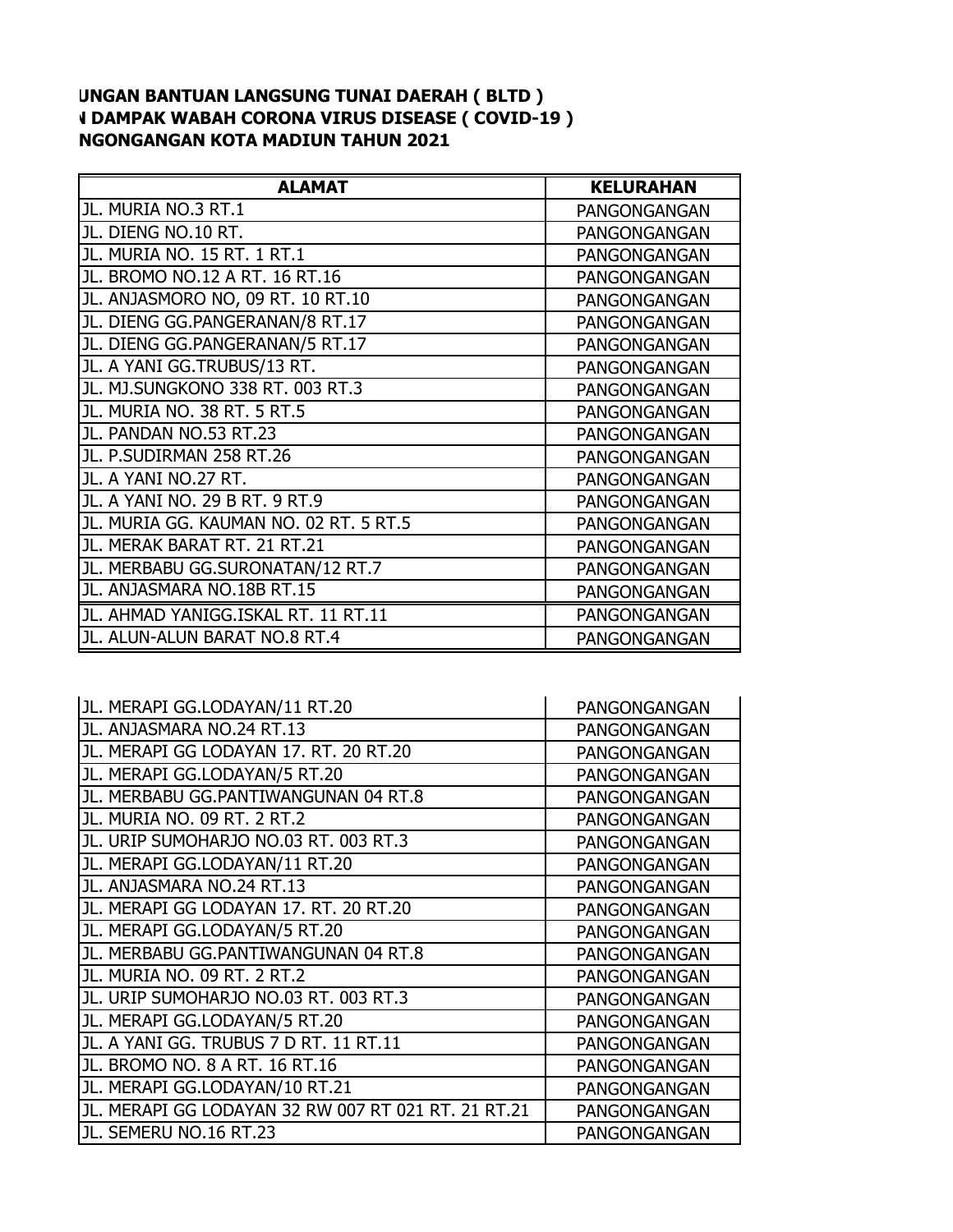**UNGAN BANTUAN LANGSUNG TUNAI DAERAH ( BLTD )**
**N DAMPAK WABAH CORONA VIRUS DISEASE ( COVID-19 )**
**NGONGANGAN KOTA MADIUN TAHUN 2021**

| ALAMAT | KELURAHAN |
|---|---|
| JL. MURIA NO.3 RT.1 | PANGONGANGAN |
| JL. DIENG NO.10 RT. | PANGONGANGAN |
| JL. MURIA NO. 15 RT. 1 RT.1 | PANGONGANGAN |
| JL. BROMO NO.12 A RT. 16 RT.16 | PANGONGANGAN |
| JL. ANJASMORO NO, 09 RT. 10 RT.10 | PANGONGANGAN |
| JL. DIENG GG.PANGERANAN/8 RT.17 | PANGONGANGAN |
| JL. DIENG GG.PANGERANAN/5 RT.17 | PANGONGANGAN |
| JL. A YANI GG.TRUBUS/13 RT. | PANGONGANGAN |
| JL. MJ.SUNGKONO 338 RT. 003 RT.3 | PANGONGANGAN |
| JL. MURIA NO. 38 RT. 5 RT.5 | PANGONGANGAN |
| JL. PANDAN NO.53 RT.23 | PANGONGANGAN |
| JL. P.SUDIRMAN 258 RT.26 | PANGONGANGAN |
| JL. A YANI NO.27 RT. | PANGONGANGAN |
| JL. A YANI NO. 29 B RT. 9 RT.9 | PANGONGANGAN |
| JL. MURIA GG. KAUMAN NO. 02 RT. 5 RT.5 | PANGONGANGAN |
| JL. MERAK BARAT RT. 21 RT.21 | PANGONGANGAN |
| JL. MERBABU GG.SURONATAN/12 RT.7 | PANGONGANGAN |
| JL. ANJASMARA NO.18B RT.15 | PANGONGANGAN |
| JL. AHMAD YANIGG.ISKAL RT. 11 RT.11 | PANGONGANGAN |
| JL. ALUN-ALUN BARAT NO.8 RT.4 | PANGONGANGAN |
| JL. MERAPI GG.LODAYAN/11 RT.20 | PANGONGANGAN |
| JL. ANJASMARA NO.24 RT.13 | PANGONGANGAN |
| JL. MERAPI GG LODAYAN 17. RT. 20 RT.20 | PANGONGANGAN |
| JL. MERAPI GG.LODAYAN/5 RT.20 | PANGONGANGAN |
| JL. MERBABU GG.PANTIWANGUNAN 04 RT.8 | PANGONGANGAN |
| JL. MURIA NO. 09 RT. 2 RT.2 | PANGONGANGAN |
| JL. URIP SUMOHARJO NO.03 RT. 003 RT.3 | PANGONGANGAN |
| JL. MERAPI GG.LODAYAN/11 RT.20 | PANGONGANGAN |
| JL. ANJASMARA NO.24 RT.13 | PANGONGANGAN |
| JL. MERAPI GG LODAYAN 17. RT. 20 RT.20 | PANGONGANGAN |
| JL. MERAPI GG.LODAYAN/5 RT.20 | PANGONGANGAN |
| JL. MERBABU GG.PANTIWANGUNAN 04 RT.8 | PANGONGANGAN |
| JL. MURIA NO. 09 RT. 2 RT.2 | PANGONGANGAN |
| JL. URIP SUMOHARJO NO.03 RT. 003 RT.3 | PANGONGANGAN |
| JL. MERAPI GG.LODAYAN/5 RT.20 | PANGONGANGAN |
| JL. A YANI GG. TRUBUS 7 D RT. 11 RT.11 | PANGONGANGAN |
| JL. BROMO NO. 8 A RT. 16 RT.16 | PANGONGANGAN |
| JL. MERAPI GG.LODAYAN/10 RT.21 | PANGONGANGAN |
| JL. MERAPI GG LODAYAN 32 RW 007 RT 021 RT. 21 RT.21 | PANGONGANGAN |
| JL. SEMERU NO.16 RT.23 | PANGONGANGAN |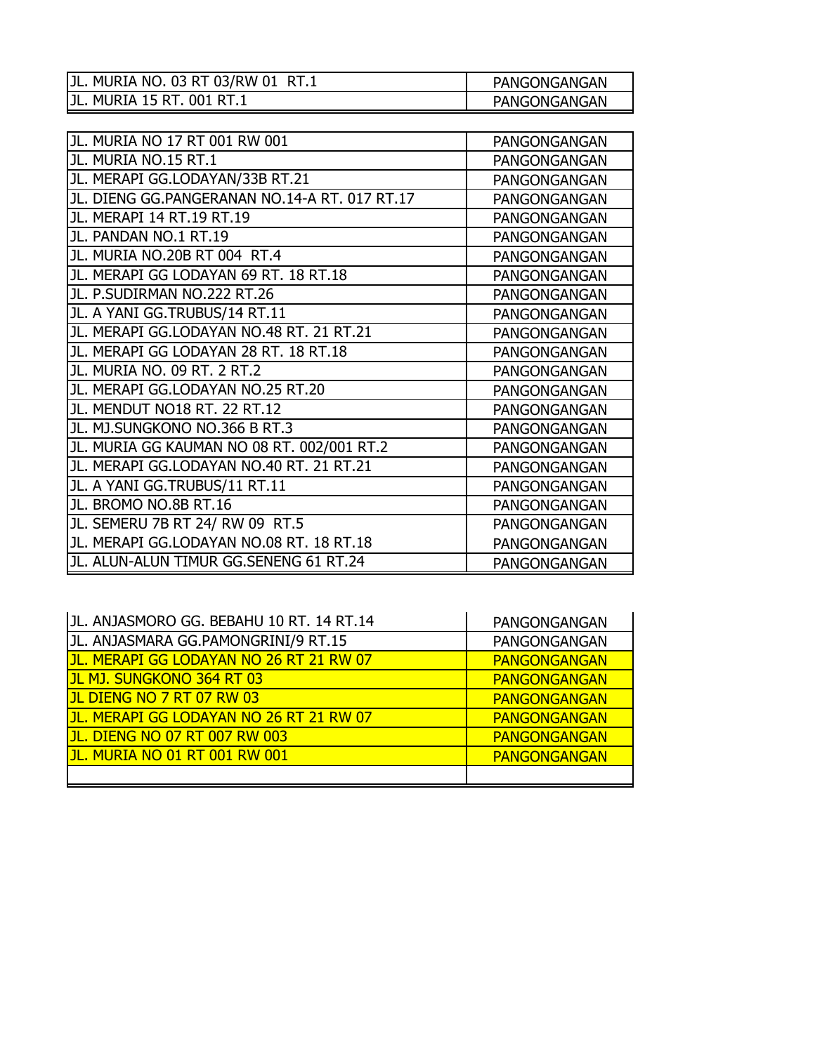| | |
|---|---|
| JL. MURIA NO. 03 RT 03/RW 01 RT.1 | PANGONGANGAN |
| JL. MURIA 15 RT. 001 RT.1 | PANGONGANGAN |

| | |
|---|---|
| JL. MURIA NO 17 RT 001 RW 001 | PANGONGANGAN |
| JL. MURIA NO.15 RT.1 | PANGONGANGAN |
| JL. MERAPI GG.LODAYAN/33B RT.21 | PANGONGANGAN |
| JL. DIENG GG.PANGERANAN NO.14-A RT. 017 RT.17 | PANGONGANGAN |
| JL. MERAPI 14 RT.19 RT.19 | PANGONGANGAN |
| JL. PANDAN NO.1 RT.19 | PANGONGANGAN |
| JL. MURIA NO.20B RT 004 RT.4 | PANGONGANGAN |
| JL. MERAPI GG LODAYAN 69 RT. 18 RT.18 | PANGONGANGAN |
| JL. P.SUDIRMAN NO.222 RT.26 | PANGONGANGAN |
| JL. A YANI GG.TRUBUS/14 RT.11 | PANGONGANGAN |
| JL. MERAPI GG.LODAYAN NO.48 RT. 21 RT.21 | PANGONGANGAN |
| JL. MERAPI GG LODAYAN 28 RT. 18 RT.18 | PANGONGANGAN |
| JL. MURIA NO. 09 RT. 2 RT.2 | PANGONGANGAN |
| JL. MERAPI GG.LODAYAN NO.25 RT.20 | PANGONGANGAN |
| JL. MENDUT NO18 RT. 22 RT.12 | PANGONGANGAN |
| JL. MJ.SUNGKONO NO.366 B RT.3 | PANGONGANGAN |
| JL. MURIA GG KAUMAN NO 08 RT. 002/001 RT.2 | PANGONGANGAN |
| JL. MERAPI GG.LODAYAN NO.40 RT. 21 RT.21 | PANGONGANGAN |
| JL. A YANI GG.TRUBUS/11 RT.11 | PANGONGANGAN |
| JL. BROMO NO.8B RT.16 | PANGONGANGAN |
| JL. SEMERU 7B RT 24/ RW 09 RT.5 | PANGONGANGAN |
| JL. MERAPI GG.LODAYAN NO.08 RT. 18 RT.18 | PANGONGANGAN |
| JL. ALUN-ALUN TIMUR GG.SENENG 61 RT.24 | PANGONGANGAN |

| | |
|---|---|
| JL. ANJASMORO GG. BEBAHU 10 RT. 14 RT.14 | PANGONGANGAN |
| JL. ANJASMARA GG.PAMONGRINI/9 RT.15 | PANGONGANGAN |
| JL. MERAPI GG LODAYAN NO 26 RT 21 RW 07 | PANGONGANGAN |
| JL MJ. SUNGKONO 364 RT 03 | PANGONGANGAN |
| JL DIENG NO 7 RT 07 RW 03 | PANGONGANGAN |
| JL. MERAPI GG LODAYAN NO 26 RT 21 RW 07 | PANGONGANGAN |
| JL. DIENG NO 07 RT 007 RW 003 | PANGONGANGAN |
| JL. MURIA NO 01 RT 001 RW 001 | PANGONGANGAN |
| | |